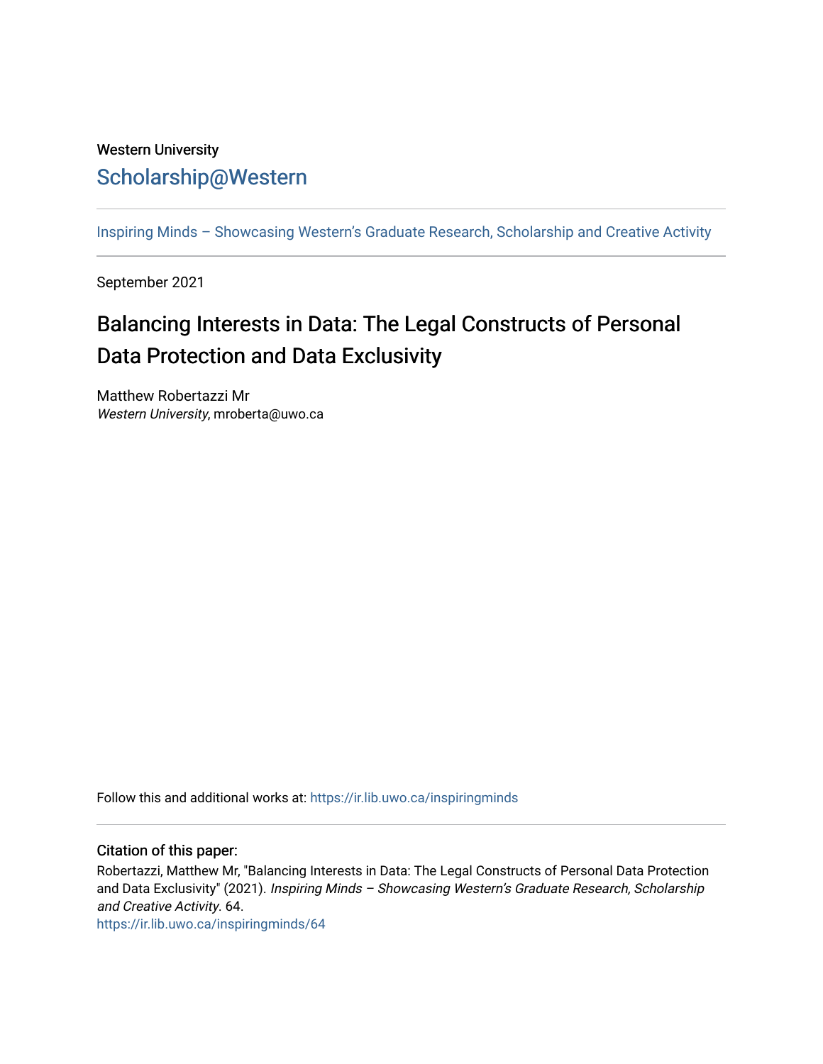Western University

# Scholarship@Western

Inspiring Minds – Showcasing Western's Graduate Research, Scholarship and Creative Activity

September 2021

## Balancing Interests in Data: The Legal Constructs of Personal Data Protection and Data Exclusivity

Matthew Robertazzi Mr
*Western University*, mroberta@uwo.ca

Follow this and additional works at: https://ir.lib.uwo.ca/inspiringminds

### Citation of this paper:

Robertazzi, Matthew Mr, "Balancing Interests in Data: The Legal Constructs of Personal Data Protection and Data Exclusivity" (2021). *Inspiring Minds – Showcasing Western's Graduate Research, Scholarship and Creative Activity*. 64.
https://ir.lib.uwo.ca/inspiringminds/64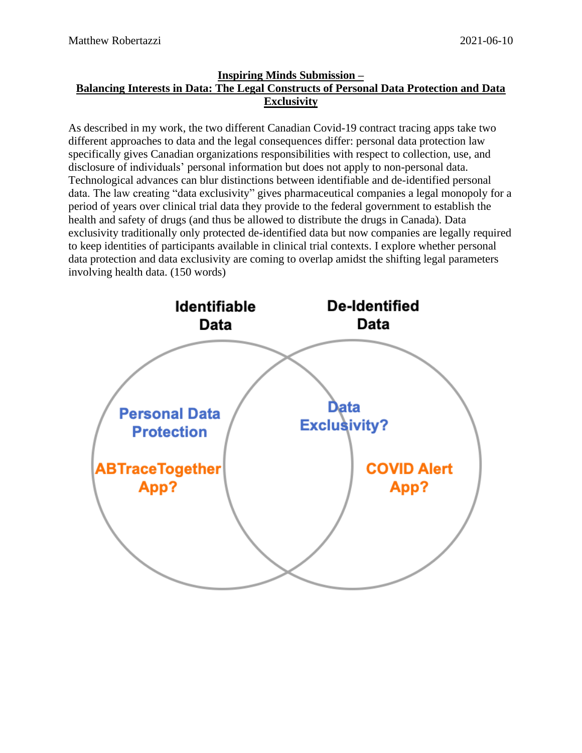Matthew Robertazzi 2021-06-10

**Inspiring Minds Submission –**
**Balancing Interests in Data: The Legal Constructs of Personal Data Protection and Data Exclusivity**

As described in my work, the two different Canadian Covid-19 contract tracing apps take two different approaches to data and the legal consequences differ: personal data protection law specifically gives Canadian organizations responsibilities with respect to collection, use, and disclosure of individuals' personal information but does not apply to non-personal data. Technological advances can blur distinctions between identifiable and de-identified personal data. The law creating "data exclusivity" gives pharmaceutical companies a legal monopoly for a period of years over clinical trial data they provide to the federal government to establish the health and safety of drugs (and thus be allowed to distribute the drugs in Canada). Data exclusivity traditionally only protected de-identified data but now companies are legally required to keep identities of participants available in clinical trial contexts. I explore whether personal data protection and data exclusivity are coming to overlap amidst the shifting legal parameters involving health data. (150 words)

Identifiable Data

De-Identified Data

Personal Data Protection

ABTraceTogether App?

Data Exclusivity?

COVID Alert App?